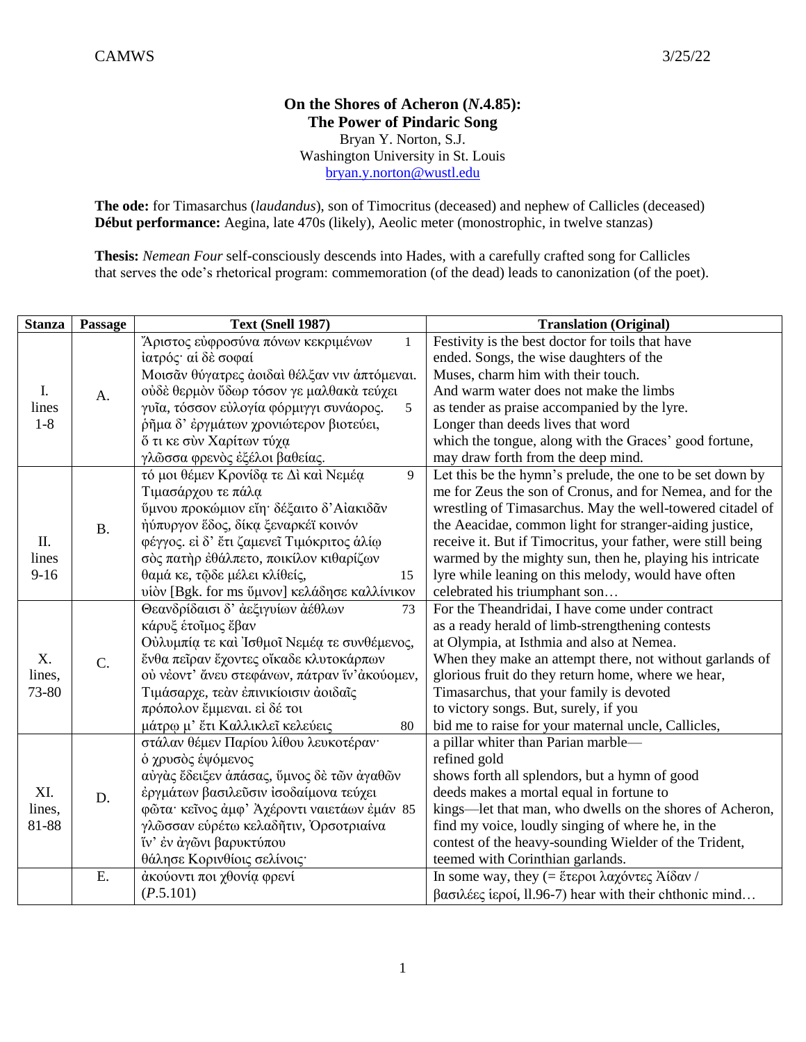**On the Shores of Acheron (*N*.4.85): The Power of Pindaric Song**

Bryan Y. Norton, S.J.
Washington University in St. Louis
bryan.y.norton@wustl.edu

**The ode:** for Timasarchus (*laudandus*), son of Timocritus (deceased) and nephew of Callicles (deceased)
**Début performance:** Aegina, late 470s (likely), Aeolic meter (monostrophic, in twelve stanzas)

**Thesis:** *Nemean Four* self-consciously descends into Hades, with a carefully crafted song for Callicles that serves the ode's rhetorical program: commemoration (of the dead) leads to canonization (of the poet).

| Stanza | Passage | Text (Snell 1987) | Translation (Original) |
|---|---|---|---|
| I. lines 1-8 | A. | Ἄριστος εὐφροσύνα πόνων κεκριμένων 1<br>ἰατρός· αἱ δὲ σοφαί<br>Μοισᾶν θύγατρες ἀοιδαὶ θέλξαν νιν ἁπτόμεναι.<br>οὐδὲ θερμὸν ὕδωρ τόσον γε μαλθακὰ τεύχει<br>γυῖα, τόσσον εὐλογία φόρμιγγι συνάορος. 5<br>ῥῆμα δ' ἐργμάτων χρονιώτερον βιοτεύει,<br>ὅ τι κε σὺν Χαρίτων τύχᾳ<br>γλῶσσα φρενὸς ἐξέλοι βαθείας. | Festivity is the best doctor for toils that have<br>ended. Songs, the wise daughters of the<br>Muses, charm him with their touch.<br>And warm water does not make the limbs<br>as tender as praise accompanied by the lyre.<br>Longer than deeds lives that word<br>which the tongue, along with the Graces' good fortune,<br>may draw forth from the deep mind. |
| II. lines 9-16 | B. | τό μοι θέμεν Κρονίδᾳ τε Δὶ καὶ Νεμέᾳ 9<br>Τιμασάρχου τε πάλᾳ<br>ὕμνου προκώμιον εἴη· δέξαιτο δ' Αἰακιδᾶν<br>ἠύπυργον ἕδος, δίκᾳ ξεναρκέϊ κοινόν<br>φέγγος. εἰ δ' ἔτι ζαμενεῖ Τιμόκριτος ἁλίῳ<br>σὸς πατὴρ ἐθάλπετο, ποικίλον κιθαρίζων<br>θαμά κε, τῷδε μέλει κλιθείς, 15<br>υἱὸν [Bgk. for ms ὕμνον] κελάδησε καλλίνικον | Let this be the hymn's prelude, the one to be set down by<br>me for Zeus the son of Cronus, and for Nemea, and for the<br>wrestling of Timasarchus. May the well-towered citadel of<br>the Aeacidae, common light for stranger-aiding justice,<br>receive it. But if Timocritus, your father, were still being<br>warmed by the mighty sun, then he, playing his intricate<br>lyre while leaning on this melody, would have often<br>celebrated his triumphant son… |
| X. lines, 73-80 | C. | Θεανδρίδαισι δ' ἀεξιγυίων ἀέθλων 73<br>κάρυξ ἑτοῖμος ἔβαν<br>Οὐλυμπίᾳ τε καὶ Ἰσθμοῖ Νεμέᾳ τε συνθέμενος,<br>ἔνθα πεῖραν ἔχοντες οἴκαδε κλυτοκάρπων<br>οὐ νέοντ' ἄνευ στεφάνων, πάτραν ἵν' ἀκούομεν,<br>Τιμάσαρχε, τεὰν ἐπινικίοισιν ἀοιδαῖς<br>πρόπολον ἔμμεναι. εἰ δέ τοι<br>μάτρῳ μ' ἔτι Καλλικλεῖ κελεύεις 80 | For the Theandridai, I have come under contract<br>as a ready herald of limb-strengthening contests<br>at Olympia, at Isthmia and also at Nemea.<br>When they make an attempt there, not without garlands of<br>glorious fruit do they return home, where we hear,<br>Timasarchus, that your family is devoted<br>to victory songs. But, surely, if you<br>bid me to raise for your maternal uncle, Callicles, |
| XI. lines, 81-88 | D. | στάλαν θέμεν Παρίου λίθου λευκοτέραν·<br>ὁ χρυσὸς ἑψόμενος<br>αὐγὰς ἔδειξεν ἁπάσας, ὕμνος δὲ τῶν ἀγαθῶν<br>ἐργμάτων βασιλεῦσιν ἰσοδαίμονα τεύχει<br>φῶτα· κεῖνος ἀμφ' Ἀχέροντι ναιετάων ἐμάν 85<br>γλῶσσαν εὑρέτω κελαδῆτιν, Ὀρσοτριαίνα<br>ἵν' ἐν ἀγῶνι βαρυκτύπου<br>θάλησε Κορινθίοις σελίνοις· | a pillar whiter than Parian marble—<br>refined gold<br>shows forth all splendors, but a hymn of good<br>deeds makes a mortal equal in fortune to<br>kings—let that man, who dwells on the shores of Acheron,<br>find my voice, loudly singing of where he, in the<br>contest of the heavy-sounding Wielder of the Trident,<br>teemed with Corinthian garlands. |
| | E. | ἀκούοντι ποι χθονίᾳ φρενί<br>(*P*.5.101) | In some way, they (= ἕτεροι λαχόντες Ἀίδαν / βασιλέες ἱεροί, ll.96-7) hear with their chthonic mind… |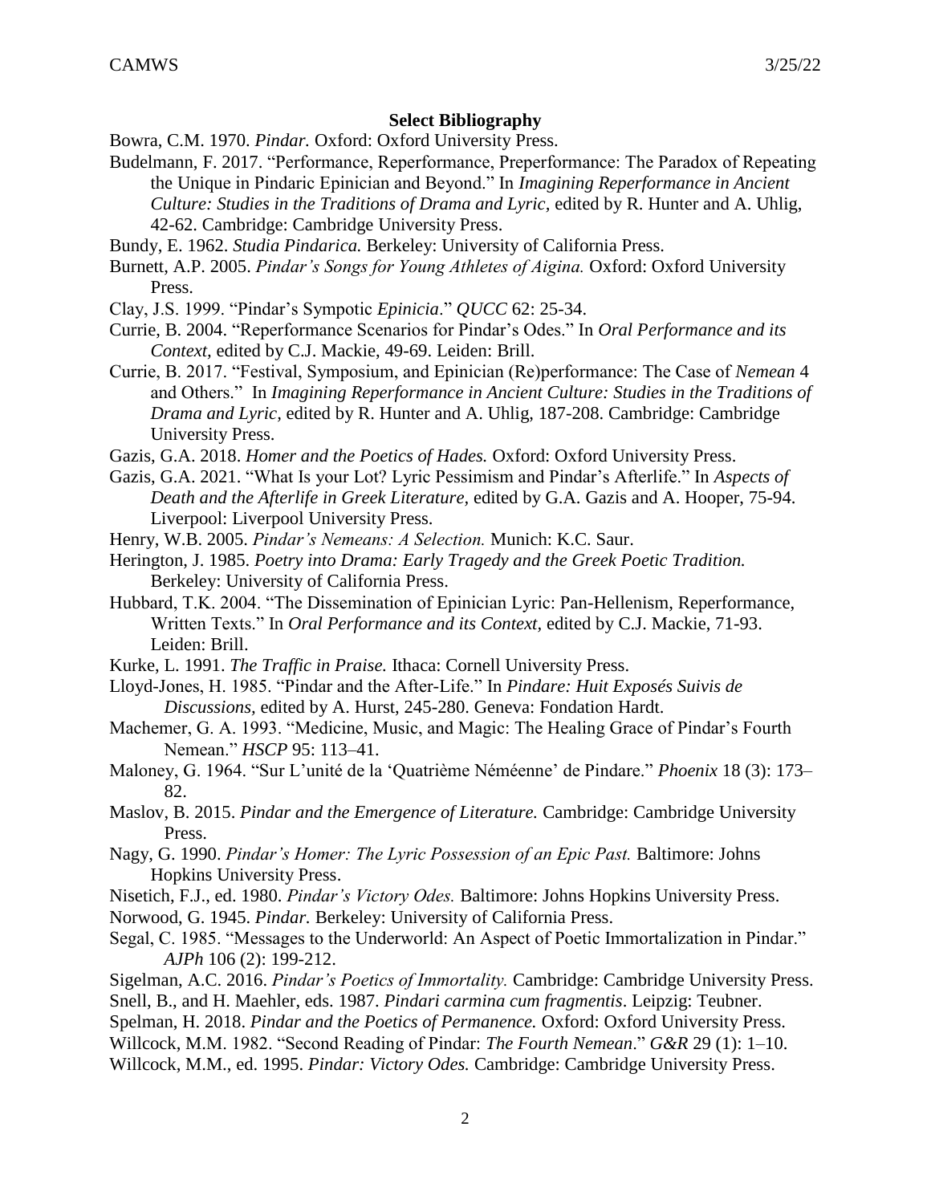**Select Bibliography**

Bowra, C.M. 1970. *Pindar.* Oxford: Oxford University Press.

Budelmann, F. 2017. "Performance, Reperformance, Preperformance: The Paradox of Repeating the Unique in Pindaric Epinician and Beyond." In *Imagining Reperformance in Ancient Culture: Studies in the Traditions of Drama and Lyric,* edited by R. Hunter and A. Uhlig, 42-62. Cambridge: Cambridge University Press.

Bundy, E. 1962. *Studia Pindarica.* Berkeley: University of California Press.

Burnett, A.P. 2005. *Pindar's Songs for Young Athletes of Aigina.* Oxford: Oxford University Press.

Clay, J.S. 1999. "Pindar's Sympotic *Epinicia*." *QUCC* 62: 25-34.

Currie, B. 2004. "Reperformance Scenarios for Pindar's Odes." In *Oral Performance and its Context,* edited by C.J. Mackie, 49-69. Leiden: Brill.

Currie, B. 2017. "Festival, Symposium, and Epinician (Re)performance: The Case of *Nemean* 4 and Others." In *Imagining Reperformance in Ancient Culture: Studies in the Traditions of Drama and Lyric,* edited by R. Hunter and A. Uhlig, 187-208. Cambridge: Cambridge University Press.

Gazis, G.A. 2018. *Homer and the Poetics of Hades.* Oxford: Oxford University Press.

Gazis, G.A. 2021. "What Is your Lot? Lyric Pessimism and Pindar's Afterlife." In *Aspects of Death and the Afterlife in Greek Literature,* edited by G.A. Gazis and A. Hooper, 75-94. Liverpool: Liverpool University Press.

Henry, W.B. 2005. *Pindar's Nemeans: A Selection.* Munich: K.C. Saur.

Herington, J. 1985. *Poetry into Drama: Early Tragedy and the Greek Poetic Tradition.* Berkeley: University of California Press.

Hubbard, T.K. 2004. "The Dissemination of Epinician Lyric: Pan-Hellenism, Reperformance, Written Texts." In *Oral Performance and its Context,* edited by C.J. Mackie, 71-93. Leiden: Brill.

Kurke, L. 1991. *The Traffic in Praise.* Ithaca: Cornell University Press.

Lloyd-Jones, H. 1985. "Pindar and the After-Life." In *Pindare: Huit Exposés Suivis de Discussions,* edited by A. Hurst, 245-280. Geneva: Fondation Hardt.

Machemer, G. A. 1993. "Medicine, Music, and Magic: The Healing Grace of Pindar's Fourth Nemean." *HSCP* 95: 113–41.

Maloney, G. 1964. "Sur L'unité de la 'Quatrième Néméenne' de Pindare." *Phoenix* 18 (3): 173–82.

Maslov, B. 2015. *Pindar and the Emergence of Literature.* Cambridge: Cambridge University Press.

Nagy, G. 1990. *Pindar's Homer: The Lyric Possession of an Epic Past.* Baltimore: Johns Hopkins University Press.

Nisetich, F.J., ed. 1980. *Pindar's Victory Odes.* Baltimore: Johns Hopkins University Press.

Norwood, G. 1945. *Pindar.* Berkeley: University of California Press.

Segal, C. 1985. "Messages to the Underworld: An Aspect of Poetic Immortalization in Pindar." *AJPh* 106 (2): 199-212.

Sigelman, A.C. 2016. *Pindar's Poetics of Immortality.* Cambridge: Cambridge University Press.

Snell, B., and H. Maehler, eds. 1987. *Pindari carmina cum fragmentis*. Leipzig: Teubner.

Spelman, H. 2018. *Pindar and the Poetics of Permanence.* Oxford: Oxford University Press.

Willcock, M.M. 1982. "Second Reading of Pindar: *The Fourth Nemean*." *G&R* 29 (1): 1–10.

Willcock, M.M., ed. 1995. *Pindar: Victory Odes.* Cambridge: Cambridge University Press.